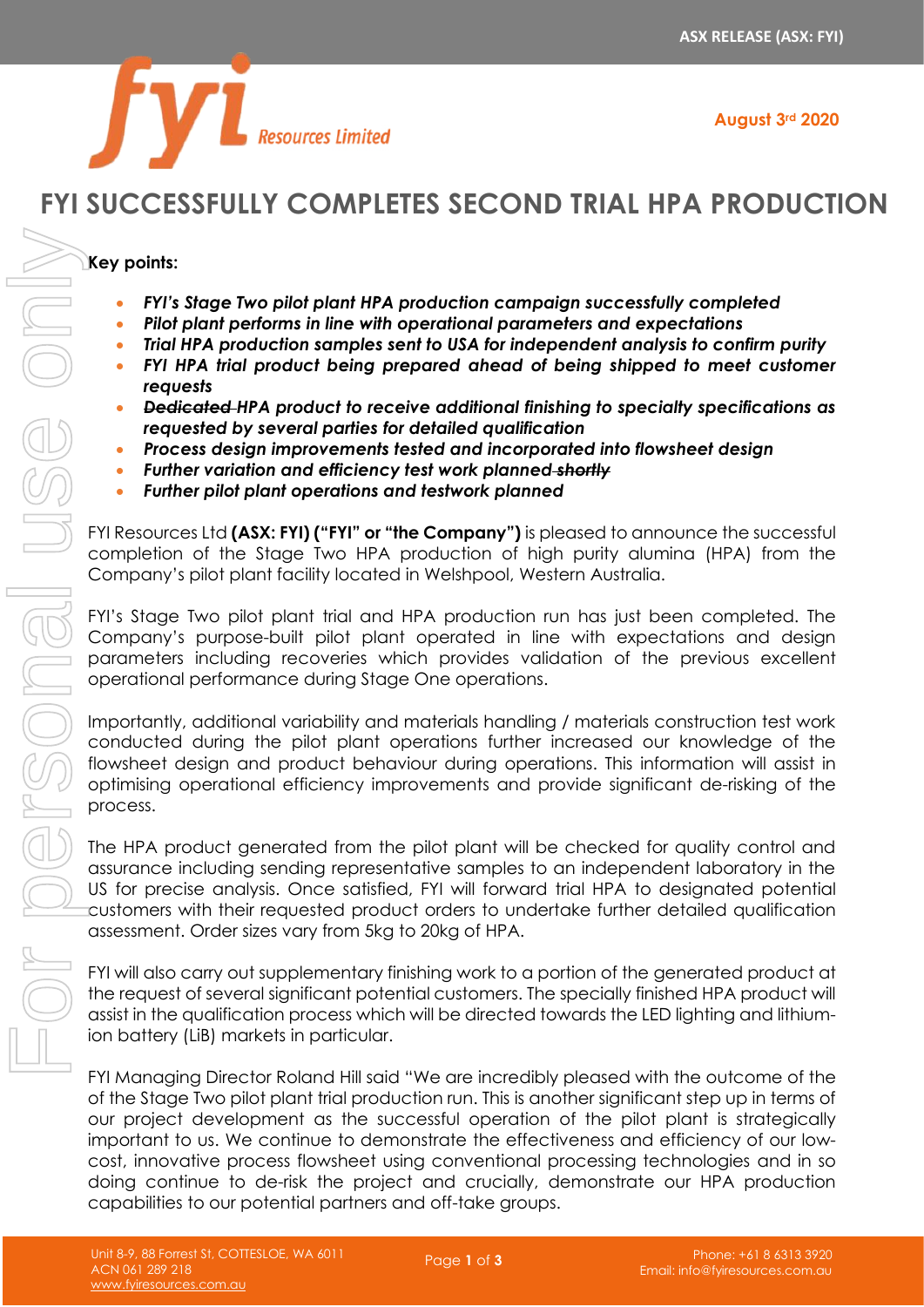August 3rd 2020

# FYI SUCCESSFULLY COMPLETES SECOND TRIAL HPA PRODUCTION

**Key points:**

- ***FYI's Stage Two pilot plant HPA production campaign successfully completed***
- ***Pilot plant performs in line with operational parameters and expectations***
- ***Trial HPA production samples sent to USA for independent analysis to confirm purity***
- ***FYI HPA trial product being prepared ahead of being shipped to meet customer requests***
- ***~~Dedicated~~ HPA product to receive additional finishing to specialty specifications as requested by several parties for detailed qualification***
- ***Process design improvements tested and incorporated into flowsheet design***
- ***Further variation and efficiency test work planned ~~shortly~~***
- ***Further pilot plant operations and testwork planned***

FYI Resources Ltd **(ASX: FYI) ("FYI" or "the Company")** is pleased to announce the successful completion of the Stage Two HPA production of high purity alumina (HPA) from the Company's pilot plant facility located in Welshpool, Western Australia.

FYI's Stage Two pilot plant trial and HPA production run has just been completed. The Company's purpose-built pilot plant operated in line with expectations and design parameters including recoveries which provides validation of the previous excellent operational performance during Stage One operations.

Importantly, additional variability and materials handling / materials construction test work conducted during the pilot plant operations further increased our knowledge of the flowsheet design and product behaviour during operations. This information will assist in optimising operational efficiency improvements and provide significant de-risking of the process.

The HPA product generated from the pilot plant will be checked for quality control and assurance including sending representative samples to an independent laboratory in the US for precise analysis. Once satisfied, FYI will forward trial HPA to designated potential customers with their requested product orders to undertake further detailed qualification assessment. Order sizes vary from 5kg to 20kg of HPA.

FYI will also carry out supplementary finishing work to a portion of the generated product at the request of several significant potential customers. The specially finished HPA product will assist in the qualification process which will be directed towards the LED lighting and lithium-ion battery (LiB) markets in particular.

FYI Managing Director Roland Hill said "We are incredibly pleased with the outcome of the of the Stage Two pilot plant trial production run. This is another significant step up in terms of our project development as the successful operation of the pilot plant is strategically important to us. We continue to demonstrate the effectiveness and efficiency of our low-cost, innovative process flowsheet using conventional processing technologies and in so doing continue to de-risk the project and crucially, demonstrate our HPA production capabilities to our potential partners and off-take groups.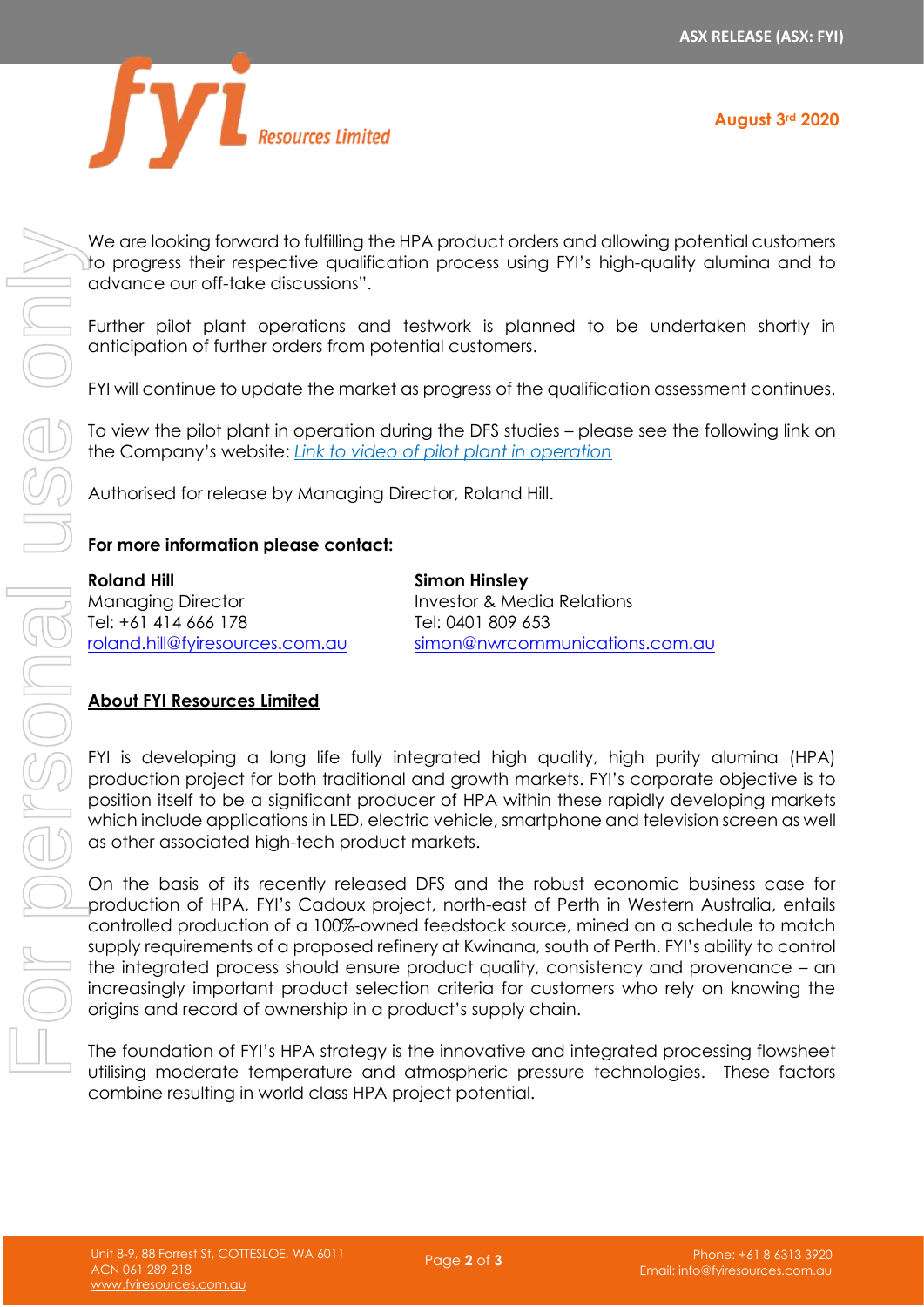We are looking forward to fulfilling the HPA product orders and allowing potential customers to progress their respective qualification process using FYI's high-quality alumina and to advance our off-take discussions".

Further pilot plant operations and testwork is planned to be undertaken shortly in anticipation of further orders from potential customers.

FYI will continue to update the market as progress of the qualification assessment continues.

To view the pilot plant in operation during the DFS studies – please see the following link on the Company's website: *Link to video of pilot plant in operation*

Authorised for release by Managing Director, Roland Hill.

**For more information please contact:**

**Roland Hill**
Managing Director
Tel: +61 414 666 178
roland.hill@fyiresources.com.au

**Simon Hinsley**
Investor & Media Relations
Tel: 0401 809 653
simon@nwrcommunications.com.au

## About FYI Resources Limited

FYI is developing a long life fully integrated high quality, high purity alumina (HPA) production project for both traditional and growth markets. FYI's corporate objective is to position itself to be a significant producer of HPA within these rapidly developing markets which include applications in LED, electric vehicle, smartphone and television screen as well as other associated high-tech product markets.

On the basis of its recently released DFS and the robust economic business case for production of HPA, FYI's Cadoux project, north-east of Perth in Western Australia, entails controlled production of a 100%-owned feedstock source, mined on a schedule to match supply requirements of a proposed refinery at Kwinana, south of Perth. FYI's ability to control the integrated process should ensure product quality, consistency and provenance – an increasingly important product selection criteria for customers who rely on knowing the origins and record of ownership in a product's supply chain.

The foundation of FYI's HPA strategy is the innovative and integrated processing flowsheet utilising moderate temperature and atmospheric pressure technologies. These factors combine resulting in world class HPA project potential.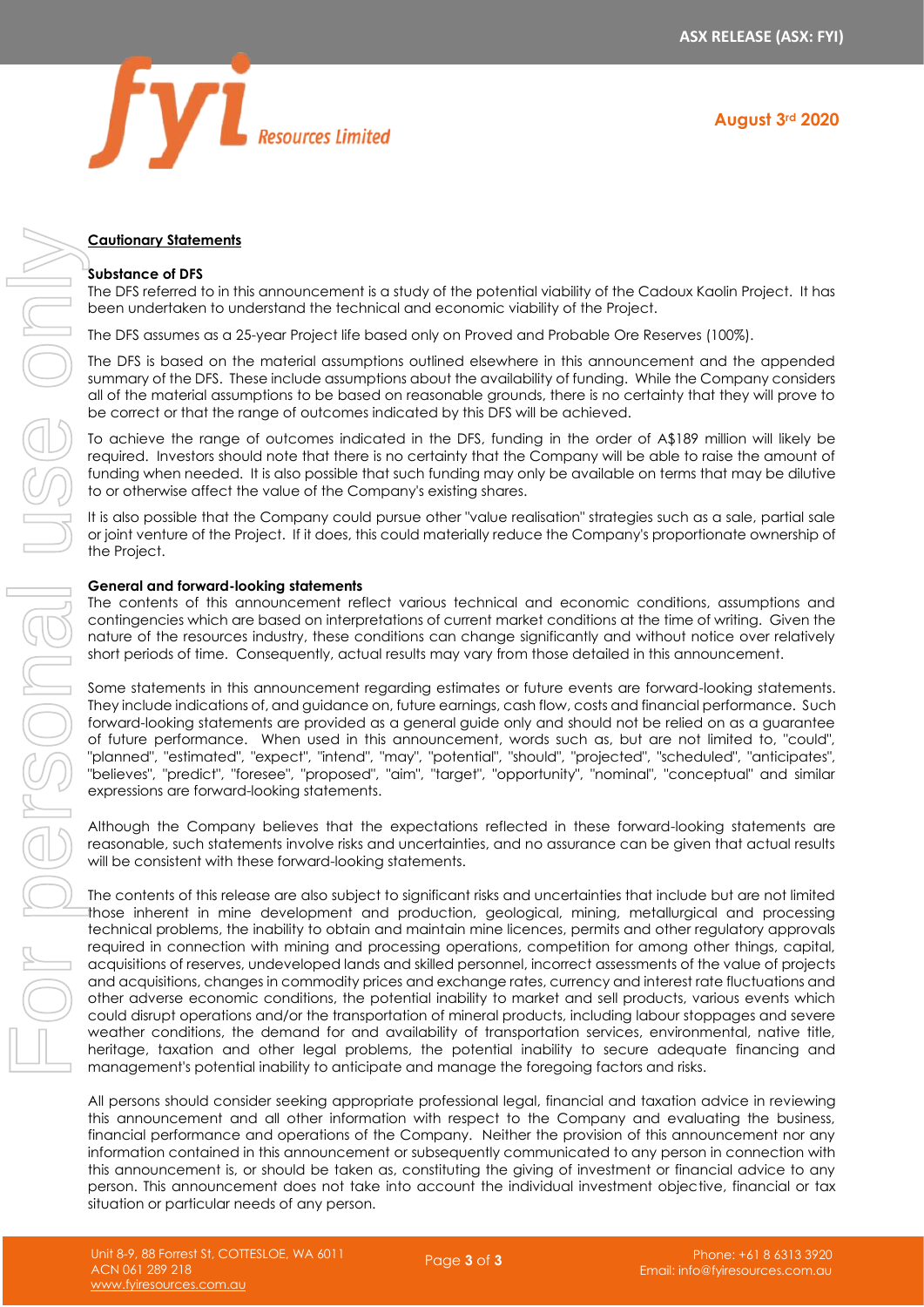## Cautionary Statements

### Substance of DFS

The DFS referred to in this announcement is a study of the potential viability of the Cadoux Kaolin Project. It has been undertaken to understand the technical and economic viability of the Project.

The DFS assumes as a 25-year Project life based only on Proved and Probable Ore Reserves (100%).

The DFS is based on the material assumptions outlined elsewhere in this announcement and the appended summary of the DFS. These include assumptions about the availability of funding. While the Company considers all of the material assumptions to be based on reasonable grounds, there is no certainty that they will prove to be correct or that the range of outcomes indicated by this DFS will be achieved.

To achieve the range of outcomes indicated in the DFS, funding in the order of A$189 million will likely be required. Investors should note that there is no certainty that the Company will be able to raise the amount of funding when needed. It is also possible that such funding may only be available on terms that may be dilutive to or otherwise affect the value of the Company's existing shares.

It is also possible that the Company could pursue other "value realisation" strategies such as a sale, partial sale or joint venture of the Project. If it does, this could materially reduce the Company's proportionate ownership of the Project.

### General and forward-looking statements

The contents of this announcement reflect various technical and economic conditions, assumptions and contingencies which are based on interpretations of current market conditions at the time of writing. Given the nature of the resources industry, these conditions can change significantly and without notice over relatively short periods of time. Consequently, actual results may vary from those detailed in this announcement.

Some statements in this announcement regarding estimates or future events are forward-looking statements. They include indications of, and guidance on, future earnings, cash flow, costs and financial performance. Such forward-looking statements are provided as a general guide only and should not be relied on as a guarantee of future performance. When used in this announcement, words such as, but are not limited to, "could", "planned", "estimated", "expect", "intend", "may", "potential", "should", "projected", "scheduled", "anticipates", "believes", "predict", "foresee", "proposed", "aim", "target", "opportunity", "nominal", "conceptual" and similar expressions are forward-looking statements.

Although the Company believes that the expectations reflected in these forward-looking statements are reasonable, such statements involve risks and uncertainties, and no assurance can be given that actual results will be consistent with these forward-looking statements.

The contents of this release are also subject to significant risks and uncertainties that include but are not limited those inherent in mine development and production, geological, mining, metallurgical and processing technical problems, the inability to obtain and maintain mine licences, permits and other regulatory approvals required in connection with mining and processing operations, competition for among other things, capital, acquisitions of reserves, undeveloped lands and skilled personnel, incorrect assessments of the value of projects and acquisitions, changes in commodity prices and exchange rates, currency and interest rate fluctuations and other adverse economic conditions, the potential inability to market and sell products, various events which could disrupt operations and/or the transportation of mineral products, including labour stoppages and severe weather conditions, the demand for and availability of transportation services, environmental, native title, heritage, taxation and other legal problems, the potential inability to secure adequate financing and management's potential inability to anticipate and manage the foregoing factors and risks.

All persons should consider seeking appropriate professional legal, financial and taxation advice in reviewing this announcement and all other information with respect to the Company and evaluating the business, financial performance and operations of the Company. Neither the provision of this announcement nor any information contained in this announcement or subsequently communicated to any person in connection with this announcement is, or should be taken as, constituting the giving of investment or financial advice to any person. This announcement does not take into account the individual investment objective, financial or tax situation or particular needs of any person.